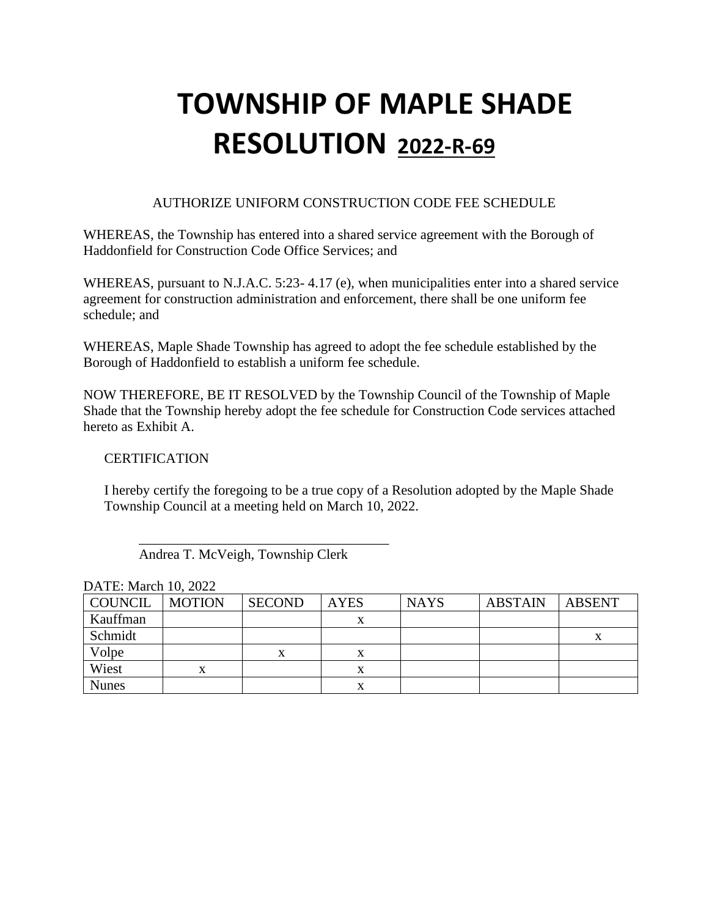# TOWNSHIP OF MAPLE SHADE
# RESOLUTION 2022-R-69

AUTHORIZE UNIFORM CONSTRUCTION CODE FEE SCHEDULE

WHEREAS, the Township has entered into a shared service agreement with the Borough of Haddonfield for Construction Code Office Services; and

WHEREAS, pursuant to N.J.A.C. 5:23- 4.17 (e), when municipalities enter into a shared service agreement for construction administration and enforcement, there shall be one uniform fee schedule; and

WHEREAS, Maple Shade Township has agreed to adopt the fee schedule established by the Borough of Haddonfield to establish a uniform fee schedule.

NOW THEREFORE, BE IT RESOLVED by the Township Council of the Township of Maple Shade that the Township hereby adopt the fee schedule for Construction Code services attached hereto as Exhibit A.

CERTIFICATION

I hereby certify the foregoing to be a true copy of a Resolution adopted by the Maple Shade Township Council at a meeting held on March 10, 2022.

\_\_\_\_\_\_\_\_\_\_\_\_\_\_\_\_\_\_\_\_\_\_\_\_\_\_\_\_\_\_\_\_\_\_\_\_

Andrea T. McVeigh, Township Clerk

DATE: March 10, 2022

| COUNCIL | MOTION | SECOND | AYES | NAYS | ABSTAIN | ABSENT |
|---|---|---|---|---|---|---|
| Kauffman | | | x | | | |
| Schmidt | | | | | | x |
| Volpe | | x | x | | | |
| Wiest | x | | x | | | |
| Nunes | | | x | | | |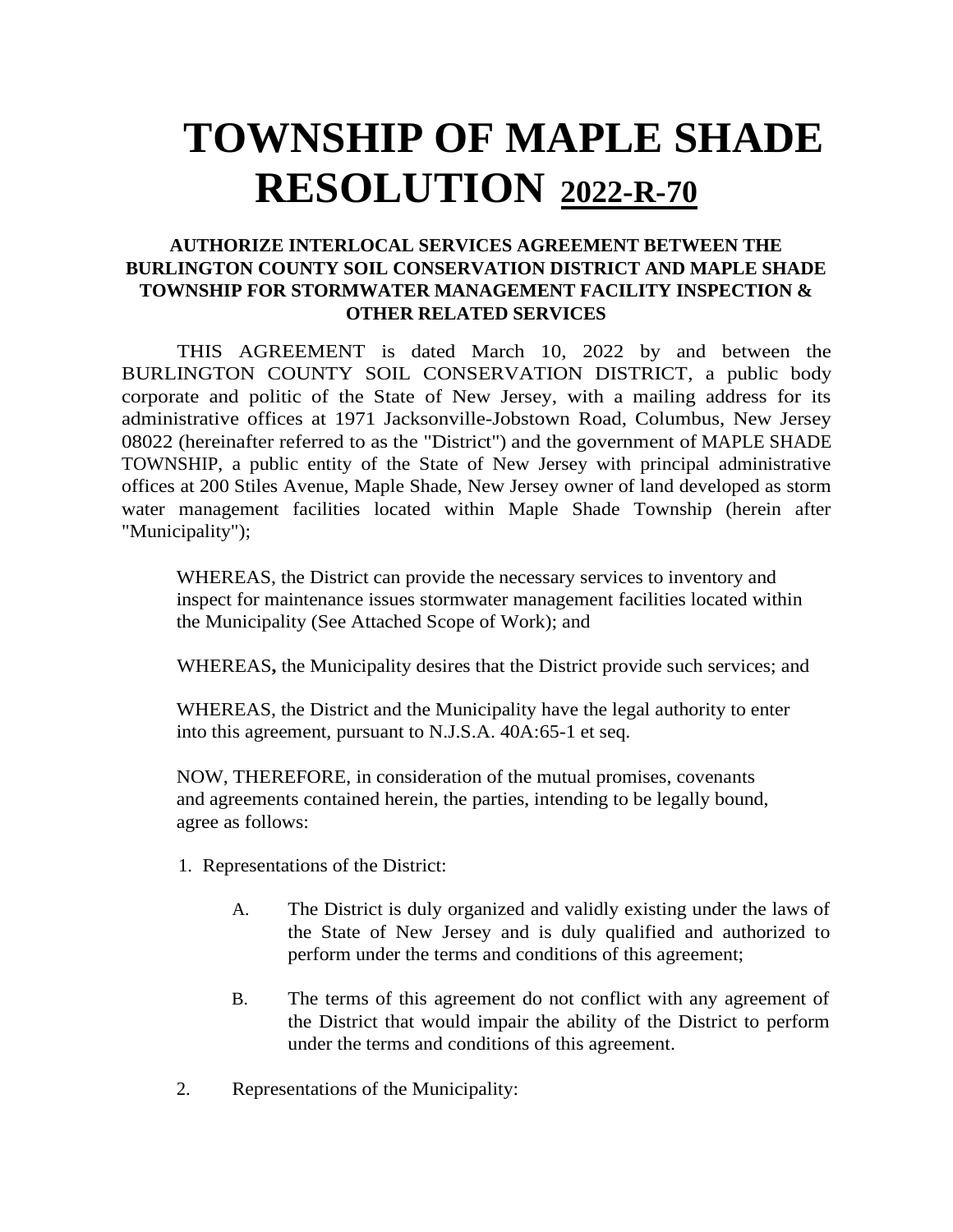# TOWNSHIP OF MAPLE SHADE RESOLUTION 2022-R-70

### AUTHORIZE INTERLOCAL SERVICES AGREEMENT BETWEEN THE BURLINGTON COUNTY SOIL CONSERVATION DISTRICT AND MAPLE SHADE TOWNSHIP FOR STORMWATER MANAGEMENT FACILITY INSPECTION & OTHER RELATED SERVICES

THIS AGREEMENT is dated March 10, 2022 by and between the BURLINGTON COUNTY SOIL CONSERVATION DISTRICT, a public body corporate and politic of the State of New Jersey, with a mailing address for its administrative offices at 1971 Jacksonville-Jobstown Road, Columbus, New Jersey 08022 (hereinafter referred to as the "District") and the government of MAPLE SHADE TOWNSHIP, a public entity of the State of New Jersey with principal administrative offices at 200 Stiles Avenue, Maple Shade, New Jersey owner of land developed as storm water management facilities located within Maple Shade Township (herein after "Municipality");

WHEREAS, the District can provide the necessary services to inventory and inspect for maintenance issues stormwater management facilities located within the Municipality (See Attached Scope of Work); and

WHEREAS**,** the Municipality desires that the District provide such services; and

WHEREAS, the District and the Municipality have the legal authority to enter into this agreement, pursuant to N.J.S.A. 40A:65-1 et seq.

NOW, THEREFORE, in consideration of the mutual promises, covenants and agreements contained herein, the parties, intending to be legally bound, agree as follows:

1. Representations of the District:

   A. The District is duly organized and validly existing under the laws of the State of New Jersey and is duly qualified and authorized to perform under the terms and conditions of this agreement;

   B. The terms of this agreement do not conflict with any agreement of the District that would impair the ability of the District to perform under the terms and conditions of this agreement.

2. Representations of the Municipality: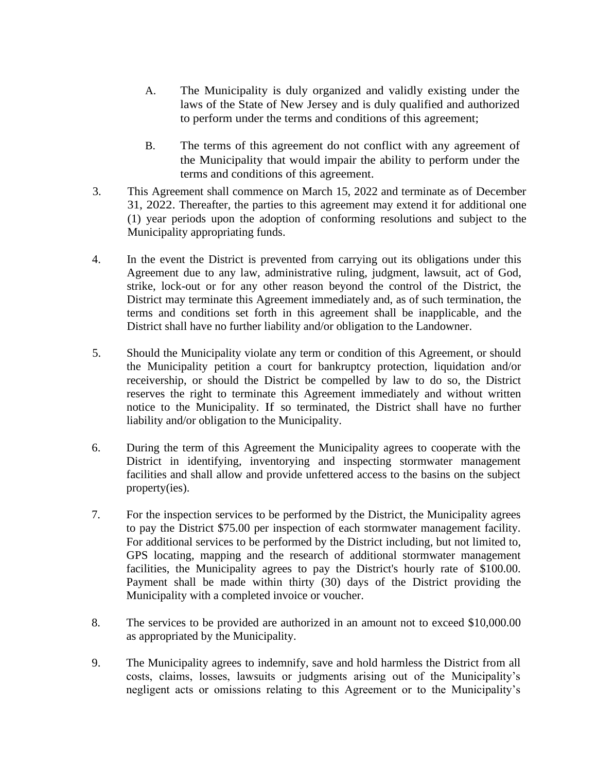A. The Municipality is duly organized and validly existing under the laws of the State of New Jersey and is duly qualified and authorized to perform under the terms and conditions of this agreement;

B. The terms of this agreement do not conflict with any agreement of the Municipality that would impair the ability to perform under the terms and conditions of this agreement.

3. This Agreement shall commence on March 15, 2022 and terminate as of December 31, 2022. Thereafter, the parties to this agreement may extend it for additional one (1) year periods upon the adoption of conforming resolutions and subject to the Municipality appropriating funds.

4. In the event the District is prevented from carrying out its obligations under this Agreement due to any law, administrative ruling, judgment, lawsuit, act of God, strike, lock-out or for any other reason beyond the control of the District, the District may terminate this Agreement immediately and, as of such termination, the terms and conditions set forth in this agreement shall be inapplicable, and the District shall have no further liability and/or obligation to the Landowner.

5. Should the Municipality violate any term or condition of this Agreement, or should the Municipality petition a court for bankruptcy protection, liquidation and/or receivership, or should the District be compelled by law to do so, the District reserves the right to terminate this Agreement immediately and without written notice to the Municipality. If so terminated, the District shall have no further liability and/or obligation to the Municipality.

6. During the term of this Agreement the Municipality agrees to cooperate with the District in identifying, inventorying and inspecting stormwater management facilities and shall allow and provide unfettered access to the basins on the subject property(ies).

7. For the inspection services to be performed by the District, the Municipality agrees to pay the District $75.00 per inspection of each stormwater management facility. For additional services to be performed by the District including, but not limited to, GPS locating, mapping and the research of additional stormwater management facilities, the Municipality agrees to pay the District's hourly rate of $100.00. Payment shall be made within thirty (30) days of the District providing the Municipality with a completed invoice or voucher.

8. The services to be provided are authorized in an amount not to exceed $10,000.00 as appropriated by the Municipality.

9. The Municipality agrees to indemnify, save and hold harmless the District from all costs, claims, losses, lawsuits or judgments arising out of the Municipality's negligent acts or omissions relating to this Agreement or to the Municipality's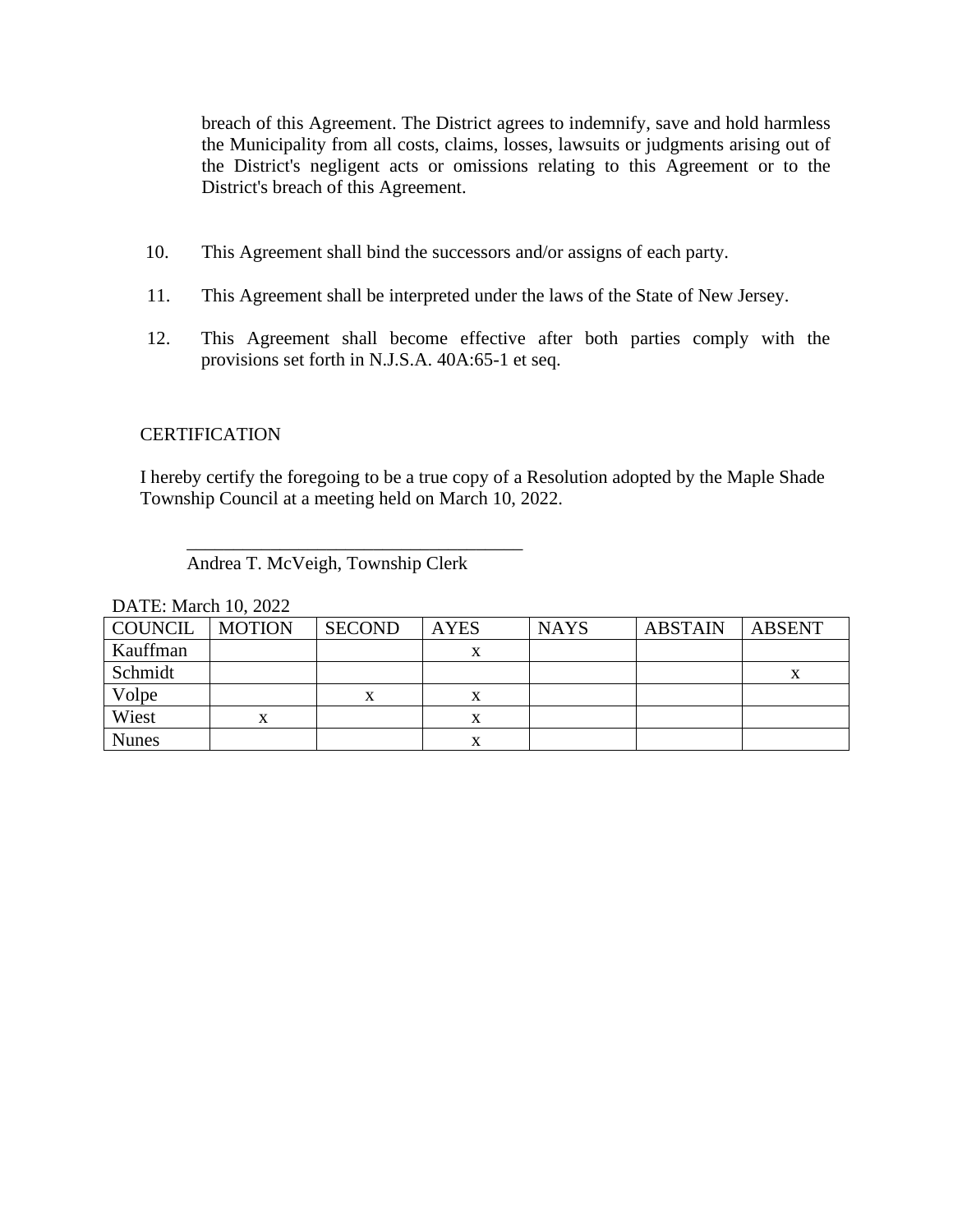breach of this Agreement. The District agrees to indemnify, save and hold harmless the Municipality from all costs, claims, losses, lawsuits or judgments arising out of the District's negligent acts or omissions relating to this Agreement or to the District's breach of this Agreement.

10. This Agreement shall bind the successors and/or assigns of each party.

11. This Agreement shall be interpreted under the laws of the State of New Jersey.

12. This Agreement shall become effective after both parties comply with the provisions set forth in N.J.S.A. 40A:65-1 et seq.

CERTIFICATION

I hereby certify the foregoing to be a true copy of a Resolution adopted by the Maple Shade Township Council at a meeting held on March 10, 2022.

\_\_\_\_\_\_\_\_\_\_\_\_\_\_\_\_\_\_\_\_\_\_\_\_\_\_\_\_\_\_\_\_\_\_\_\_
Andrea T. McVeigh, Township Clerk

DATE: March 10, 2022

| COUNCIL | MOTION | SECOND | AYES | NAYS | ABSTAIN | ABSENT |
|---|---|---|---|---|---|---|
| Kauffman | | | x | | | |
| Schmidt | | | | | | x |
| Volpe | | x | x | | | |
| Wiest | x | | x | | | |
| Nunes | | | x | | | |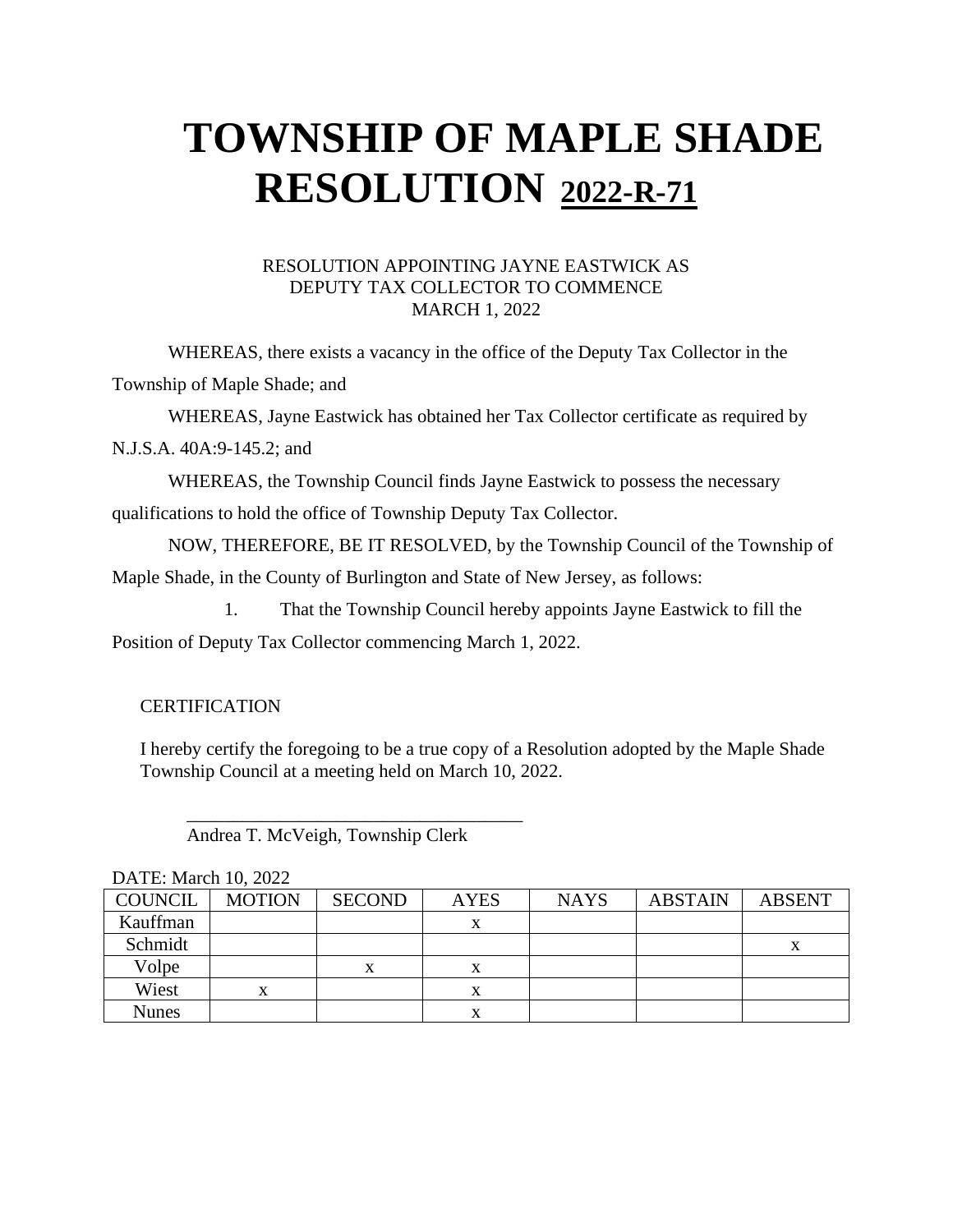# TOWNSHIP OF MAPLE SHADE
# RESOLUTION **2022-R-71**

RESOLUTION APPOINTING JAYNE EASTWICK AS
DEPUTY TAX COLLECTOR TO COMMENCE
MARCH 1, 2022

WHEREAS, there exists a vacancy in the office of the Deputy Tax Collector in the Township of Maple Shade; and

WHEREAS, Jayne Eastwick has obtained her Tax Collector certificate as required by N.J.S.A. 40A:9-145.2; and

WHEREAS, the Township Council finds Jayne Eastwick to possess the necessary qualifications to hold the office of Township Deputy Tax Collector.

NOW, THEREFORE, BE IT RESOLVED, by the Township Council of the Township of Maple Shade, in the County of Burlington and State of New Jersey, as follows:

1. That the Township Council hereby appoints Jayne Eastwick to fill the Position of Deputy Tax Collector commencing March 1, 2022.

CERTIFICATION

I hereby certify the foregoing to be a true copy of a Resolution adopted by the Maple Shade Township Council at a meeting held on March 10, 2022.

\_\_\_\_\_\_\_\_\_\_\_\_\_\_\_\_\_\_\_\_\_\_\_\_\_\_\_\_\_\_\_\_\_\_\_\_\_
Andrea T. McVeigh, Township Clerk

DATE: March 10, 2022

| COUNCIL | MOTION | SECOND | AYES | NAYS | ABSTAIN | ABSENT |
|---|---|---|---|---|---|---|
| Kauffman | | | x | | | |
| Schmidt | | | | | | x |
| Volpe | | x | x | | | |
| Wiest | x | | x | | | |
| Nunes | | | x | | | |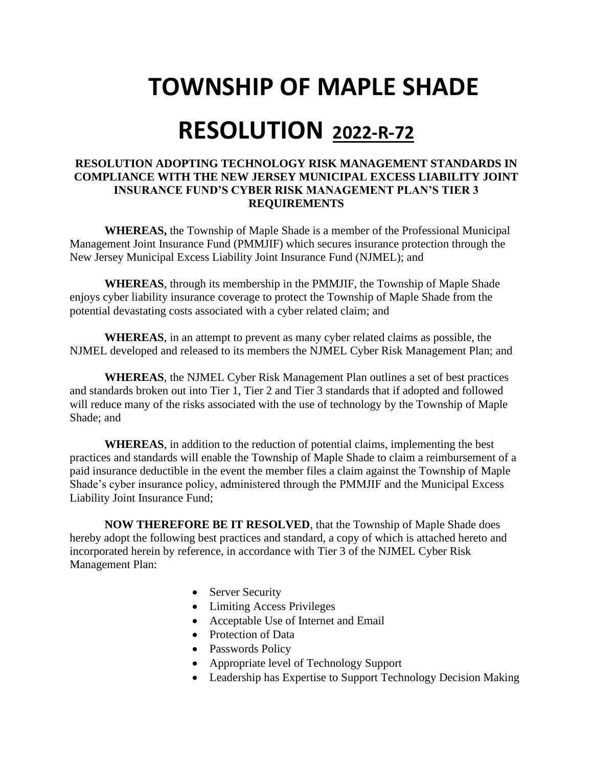# TOWNSHIP OF MAPLE SHADE

# RESOLUTION 2022-R-72

**RESOLUTION ADOPTING TECHNOLOGY RISK MANAGEMENT STANDARDS IN COMPLIANCE WITH THE NEW JERSEY MUNICIPAL EXCESS LIABILITY JOINT INSURANCE FUND'S CYBER RISK MANAGEMENT PLAN'S TIER 3 REQUIREMENTS**

**WHEREAS,** the Township of Maple Shade is a member of the Professional Municipal Management Joint Insurance Fund (PMMJIF) which secures insurance protection through the New Jersey Municipal Excess Liability Joint Insurance Fund (NJMEL); and

**WHEREAS**, through its membership in the PMMJIF, the Township of Maple Shade enjoys cyber liability insurance coverage to protect the Township of Maple Shade from the potential devastating costs associated with a cyber related claim; and

**WHEREAS**, in an attempt to prevent as many cyber related claims as possible, the NJMEL developed and released to its members the NJMEL Cyber Risk Management Plan; and

**WHEREAS**, the NJMEL Cyber Risk Management Plan outlines a set of best practices and standards broken out into Tier 1, Tier 2 and Tier 3 standards that if adopted and followed will reduce many of the risks associated with the use of technology by the Township of Maple Shade; and

**WHEREAS**, in addition to the reduction of potential claims, implementing the best practices and standards will enable the Township of Maple Shade to claim a reimbursement of a paid insurance deductible in the event the member files a claim against the Township of Maple Shade's cyber insurance policy, administered through the PMMJIF and the Municipal Excess Liability Joint Insurance Fund;

**NOW THEREFORE BE IT RESOLVED**, that the Township of Maple Shade does hereby adopt the following best practices and standard, a copy of which is attached hereto and incorporated herein by reference, in accordance with Tier 3 of the NJMEL Cyber Risk Management Plan:

- Server Security
- Limiting Access Privileges
- Acceptable Use of Internet and Email
- Protection of Data
- Passwords Policy
- Appropriate level of Technology Support
- Leadership has Expertise to Support Technology Decision Making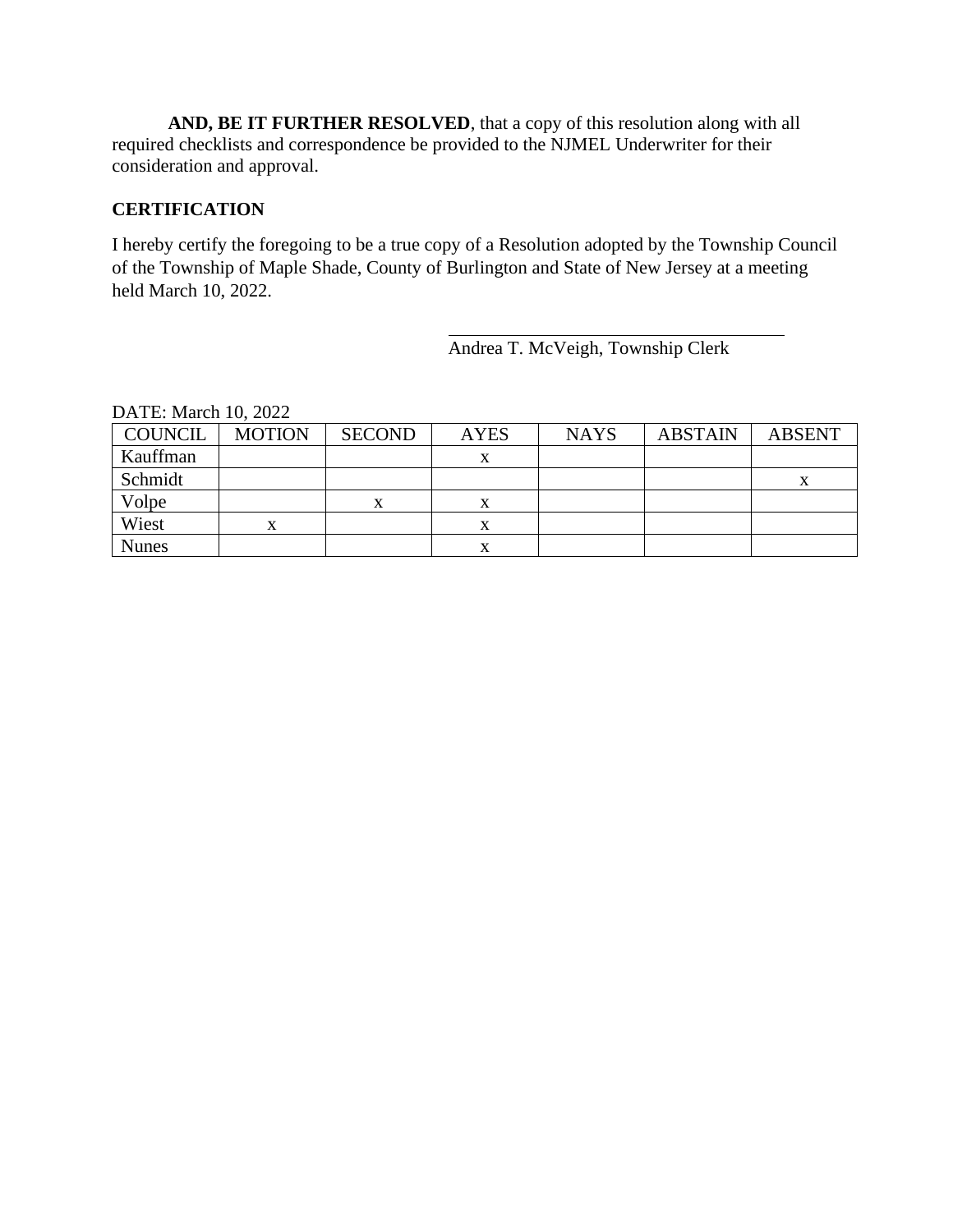**AND, BE IT FURTHER RESOLVED**, that a copy of this resolution along with all required checklists and correspondence be provided to the NJMEL Underwriter for their consideration and approval.

**CERTIFICATION**

I hereby certify the foregoing to be a true copy of a Resolution adopted by the Township Council of the Township of Maple Shade, County of Burlington and State of New Jersey at a meeting held March 10, 2022.

\_\_\_\_\_\_\_\_\_\_\_\_\_\_\_\_\_\_\_\_\_\_\_\_\_\_\_\_\_\_\_\_\_\_\_\_
Andrea T. McVeigh, Township Clerk

DATE: March 10, 2022

| COUNCIL | MOTION | SECOND | AYES | NAYS | ABSTAIN | ABSENT |
|---|---|---|---|---|---|---|
| Kauffman | | | x | | | |
| Schmidt | | | | | | x |
| Volpe | | x | x | | | |
| Wiest | x | | x | | | |
| Nunes | | | x | | | |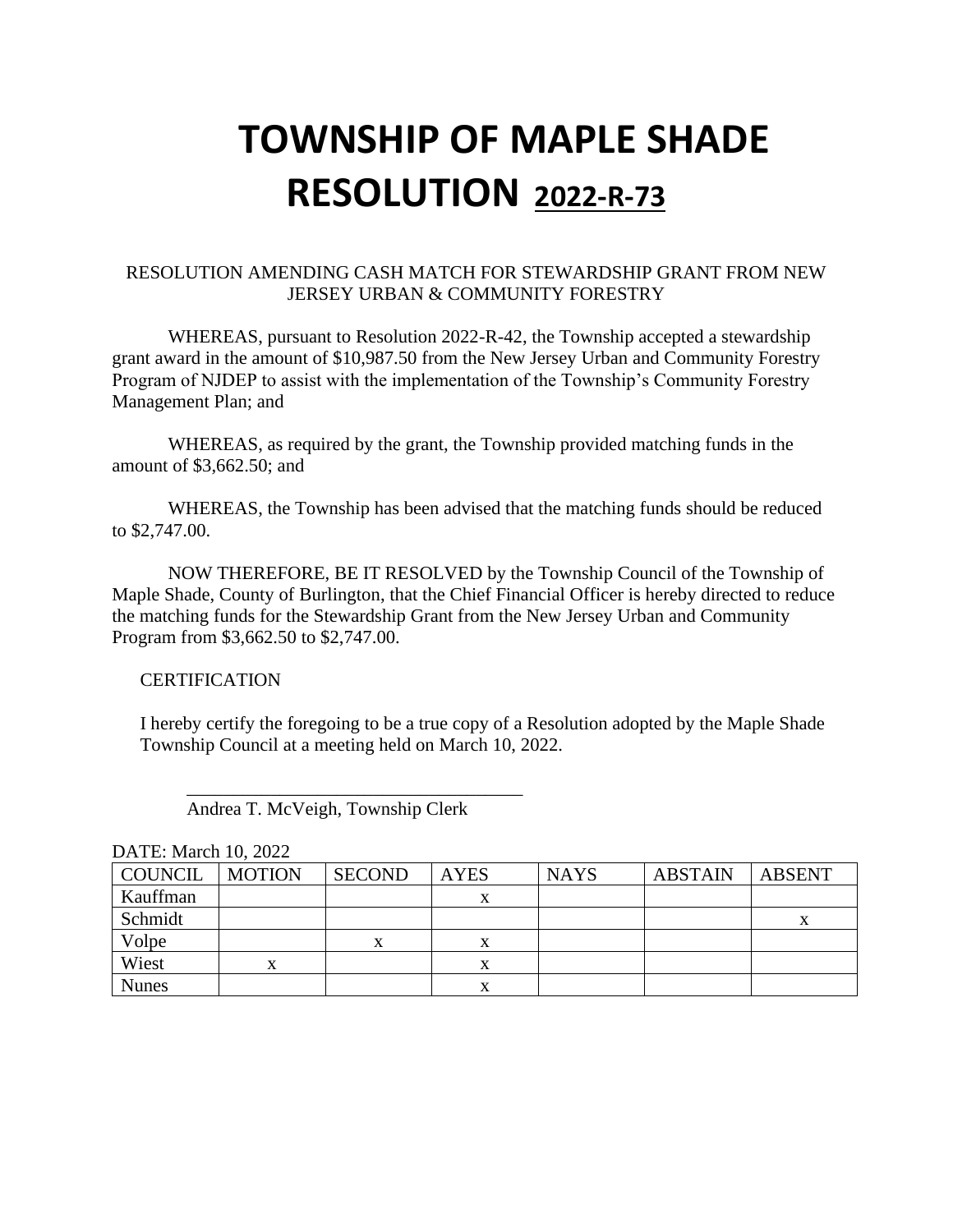# TOWNSHIP OF MAPLE SHADE
# RESOLUTION <u>2022-R-73</u>

RESOLUTION AMENDING CASH MATCH FOR STEWARDSHIP GRANT FROM NEW JERSEY URBAN & COMMUNITY FORESTRY

WHEREAS, pursuant to Resolution 2022-R-42, the Township accepted a stewardship grant award in the amount of $10,987.50 from the New Jersey Urban and Community Forestry Program of NJDEP to assist with the implementation of the Township's Community Forestry Management Plan; and

WHEREAS, as required by the grant, the Township provided matching funds in the amount of $3,662.50; and

WHEREAS, the Township has been advised that the matching funds should be reduced to $2,747.00.

NOW THEREFORE, BE IT RESOLVED by the Township Council of the Township of Maple Shade, County of Burlington, that the Chief Financial Officer is hereby directed to reduce the matching funds for the Stewardship Grant from the New Jersey Urban and Community Program from $3,662.50 to $2,747.00.

CERTIFICATION

I hereby certify the foregoing to be a true copy of a Resolution adopted by the Maple Shade Township Council at a meeting held on March 10, 2022.

\_\_\_\_\_\_\_\_\_\_\_\_\_\_\_\_\_\_\_\_\_\_\_\_\_\_\_\_\_\_\_\_\_\_\_\_\_\_
Andrea T. McVeigh, Township Clerk

DATE: March 10, 2022

| COUNCIL | MOTION | SECOND | AYES | NAYS | ABSTAIN | ABSENT |
|---|---|---|---|---|---|---|
| Kauffman | | | x | | | |
| Schmidt | | | | | | x |
| Volpe | | x | x | | | |
| Wiest | x | | x | | | |
| Nunes | | | x | | | |